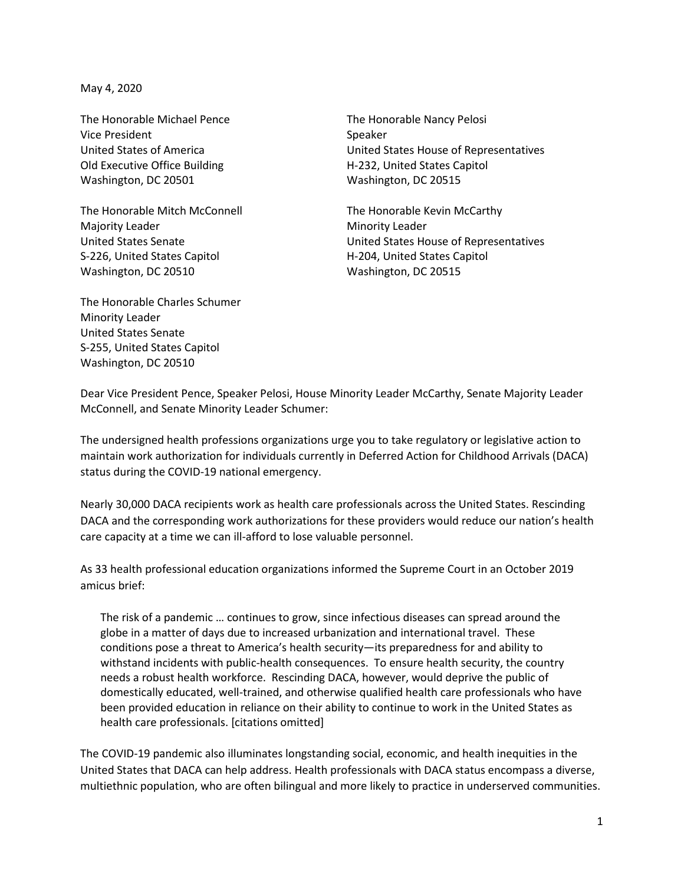May 4, 2020

The Honorable Michael Pence
Vice President
United States of America
Old Executive Office Building
Washington, DC 20501

The Honorable Nancy Pelosi
Speaker
United States House of Representatives
H-232, United States Capitol
Washington, DC 20515

The Honorable Mitch McConnell
Majority Leader
United States Senate
S-226, United States Capitol
Washington, DC 20510

The Honorable Kevin McCarthy
Minority Leader
United States House of Representatives
H-204, United States Capitol
Washington, DC 20515

The Honorable Charles Schumer
Minority Leader
United States Senate
S-255, United States Capitol
Washington, DC 20510

Dear Vice President Pence, Speaker Pelosi, House Minority Leader McCarthy, Senate Majority Leader McConnell, and Senate Minority Leader Schumer:

The undersigned health professions organizations urge you to take regulatory or legislative action to maintain work authorization for individuals currently in Deferred Action for Childhood Arrivals (DACA) status during the COVID-19 national emergency.

Nearly 30,000 DACA recipients work as health care professionals across the United States. Rescinding DACA and the corresponding work authorizations for these providers would reduce our nation's health care capacity at a time we can ill-afford to lose valuable personnel.

As 33 health professional education organizations informed the Supreme Court in an October 2019 amicus brief:

> The risk of a pandemic … continues to grow, since infectious diseases can spread around the globe in a matter of days due to increased urbanization and international travel. These conditions pose a threat to America's health security—its preparedness for and ability to withstand incidents with public-health consequences. To ensure health security, the country needs a robust health workforce. Rescinding DACA, however, would deprive the public of domestically educated, well-trained, and otherwise qualified health care professionals who have been provided education in reliance on their ability to continue to work in the United States as health care professionals. [citations omitted]

The COVID-19 pandemic also illuminates longstanding social, economic, and health inequities in the United States that DACA can help address. Health professionals with DACA status encompass a diverse, multiethnic population, who are often bilingual and more likely to practice in underserved communities.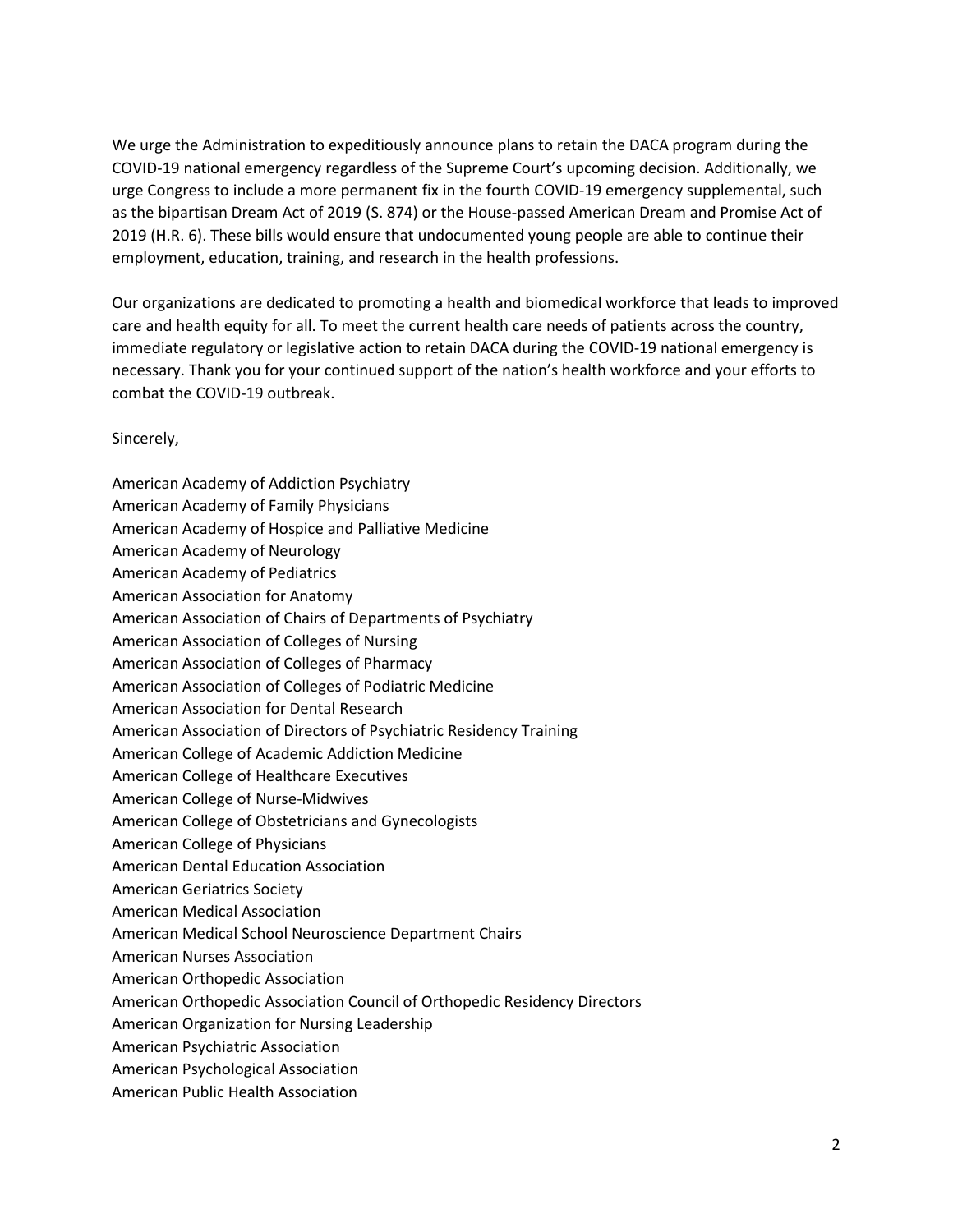We urge the Administration to expeditiously announce plans to retain the DACA program during the COVID-19 national emergency regardless of the Supreme Court's upcoming decision. Additionally, we urge Congress to include a more permanent fix in the fourth COVID-19 emergency supplemental, such as the bipartisan Dream Act of 2019 (S. 874) or the House-passed American Dream and Promise Act of 2019 (H.R. 6). These bills would ensure that undocumented young people are able to continue their employment, education, training, and research in the health professions.

Our organizations are dedicated to promoting a health and biomedical workforce that leads to improved care and health equity for all. To meet the current health care needs of patients across the country, immediate regulatory or legislative action to retain DACA during the COVID-19 national emergency is necessary. Thank you for your continued support of the nation's health workforce and your efforts to combat the COVID-19 outbreak.

Sincerely,

American Academy of Addiction Psychiatry
American Academy of Family Physicians
American Academy of Hospice and Palliative Medicine
American Academy of Neurology
American Academy of Pediatrics
American Association for Anatomy
American Association of Chairs of Departments of Psychiatry
American Association of Colleges of Nursing
American Association of Colleges of Pharmacy
American Association of Colleges of Podiatric Medicine
American Association for Dental Research
American Association of Directors of Psychiatric Residency Training
American College of Academic Addiction Medicine
American College of Healthcare Executives
American College of Nurse-Midwives
American College of Obstetricians and Gynecologists
American College of Physicians
American Dental Education Association
American Geriatrics Society
American Medical Association
American Medical School Neuroscience Department Chairs
American Nurses Association
American Orthopedic Association
American Orthopedic Association Council of Orthopedic Residency Directors
American Organization for Nursing Leadership
American Psychiatric Association
American Psychological Association
American Public Health Association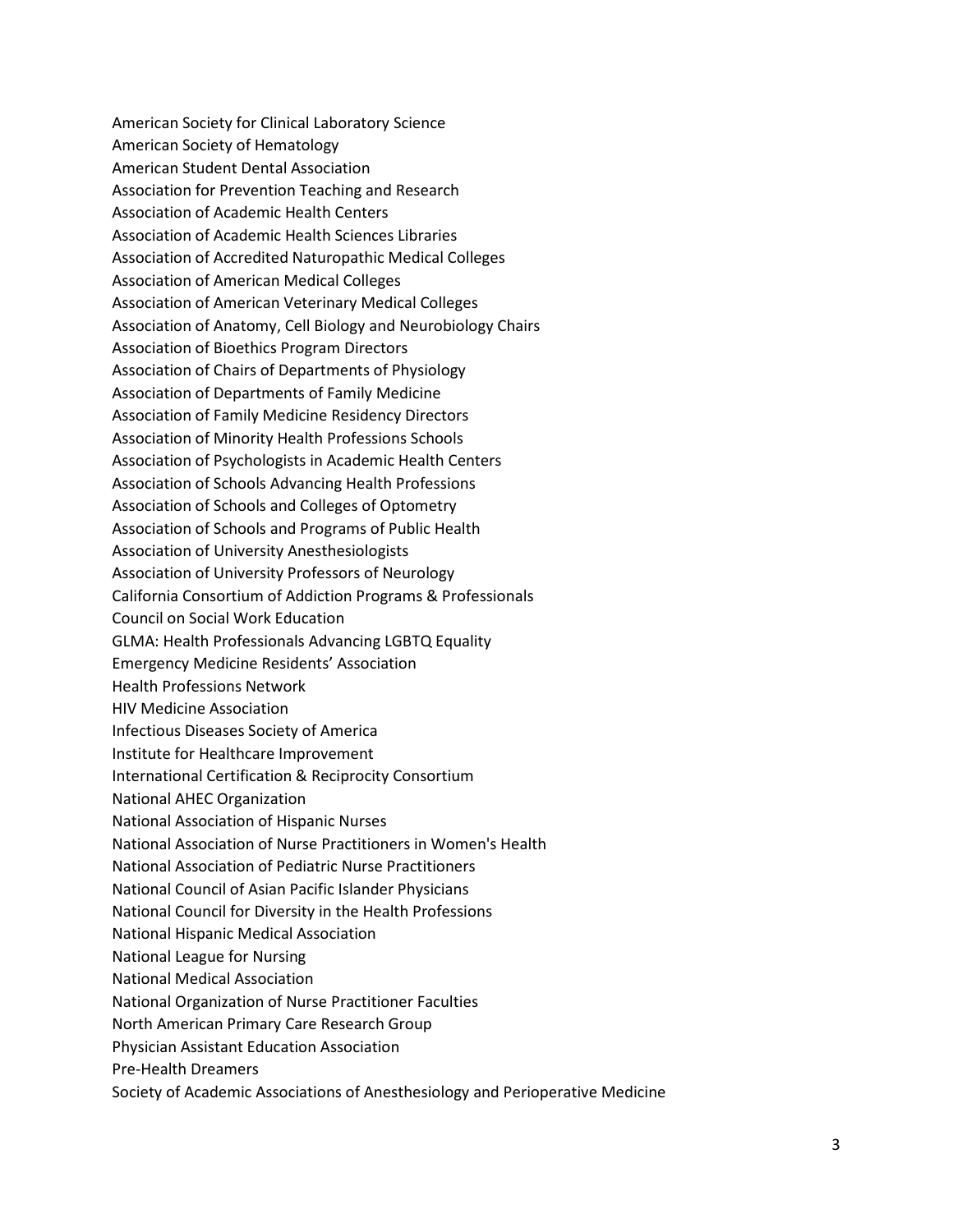American Society for Clinical Laboratory Science
American Society of Hematology
American Student Dental Association
Association for Prevention Teaching and Research
Association of Academic Health Centers
Association of Academic Health Sciences Libraries
Association of Accredited Naturopathic Medical Colleges
Association of American Medical Colleges
Association of American Veterinary Medical Colleges
Association of Anatomy, Cell Biology and Neurobiology Chairs
Association of Bioethics Program Directors
Association of Chairs of Departments of Physiology
Association of Departments of Family Medicine
Association of Family Medicine Residency Directors
Association of Minority Health Professions Schools
Association of Psychologists in Academic Health Centers
Association of Schools Advancing Health Professions
Association of Schools and Colleges of Optometry
Association of Schools and Programs of Public Health
Association of University Anesthesiologists
Association of University Professors of Neurology
California Consortium of Addiction Programs & Professionals
Council on Social Work Education
GLMA: Health Professionals Advancing LGBTQ Equality
Emergency Medicine Residents' Association
Health Professions Network
HIV Medicine Association
Infectious Diseases Society of America
Institute for Healthcare Improvement
International Certification & Reciprocity Consortium
National AHEC Organization
National Association of Hispanic Nurses
National Association of Nurse Practitioners in Women's Health
National Association of Pediatric Nurse Practitioners
National Council of Asian Pacific Islander Physicians
National Council for Diversity in the Health Professions
National Hispanic Medical Association
National League for Nursing
National Medical Association
National Organization of Nurse Practitioner Faculties
North American Primary Care Research Group
Physician Assistant Education Association
Pre-Health Dreamers
Society of Academic Associations of Anesthesiology and Perioperative Medicine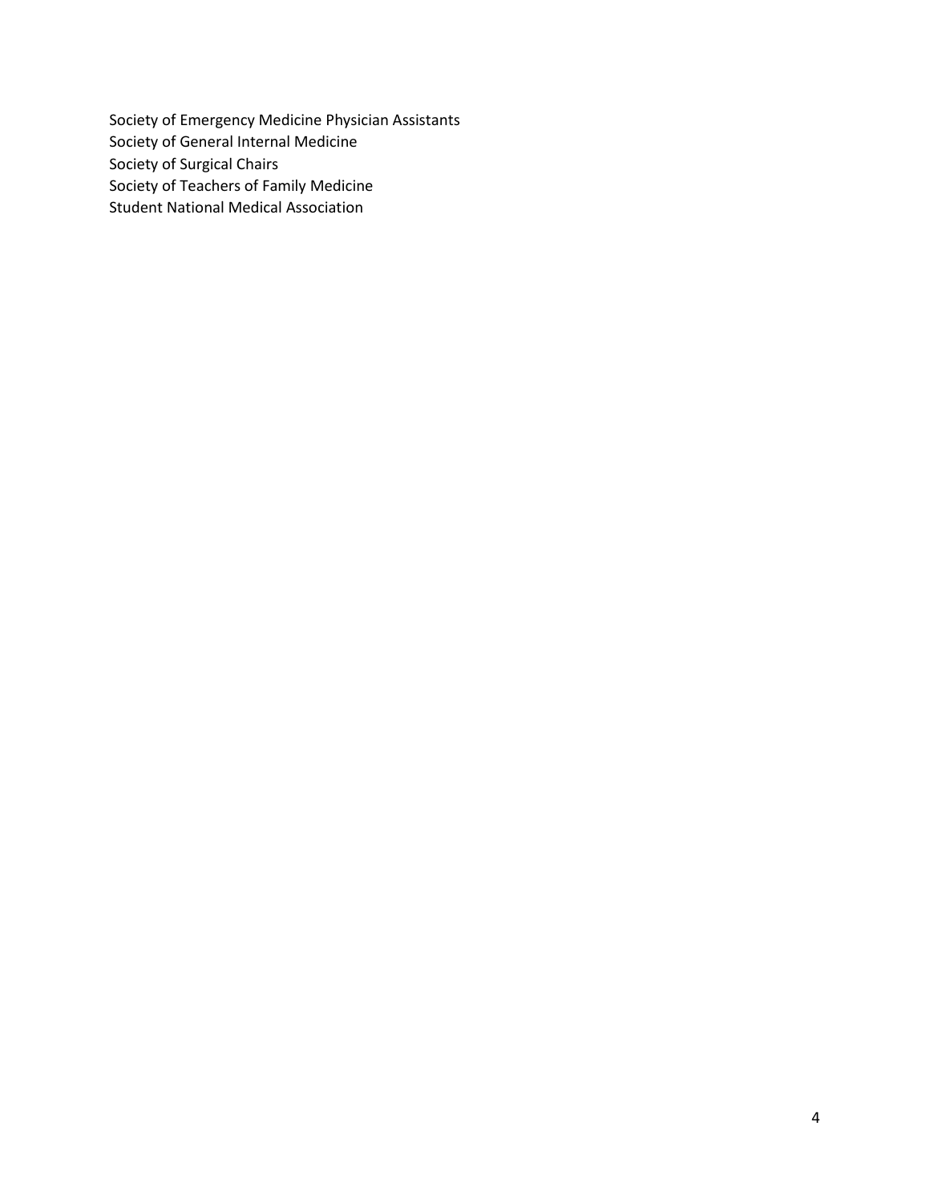Society of Emergency Medicine Physician Assistants
Society of General Internal Medicine
Society of Surgical Chairs
Society of Teachers of Family Medicine
Student National Medical Association